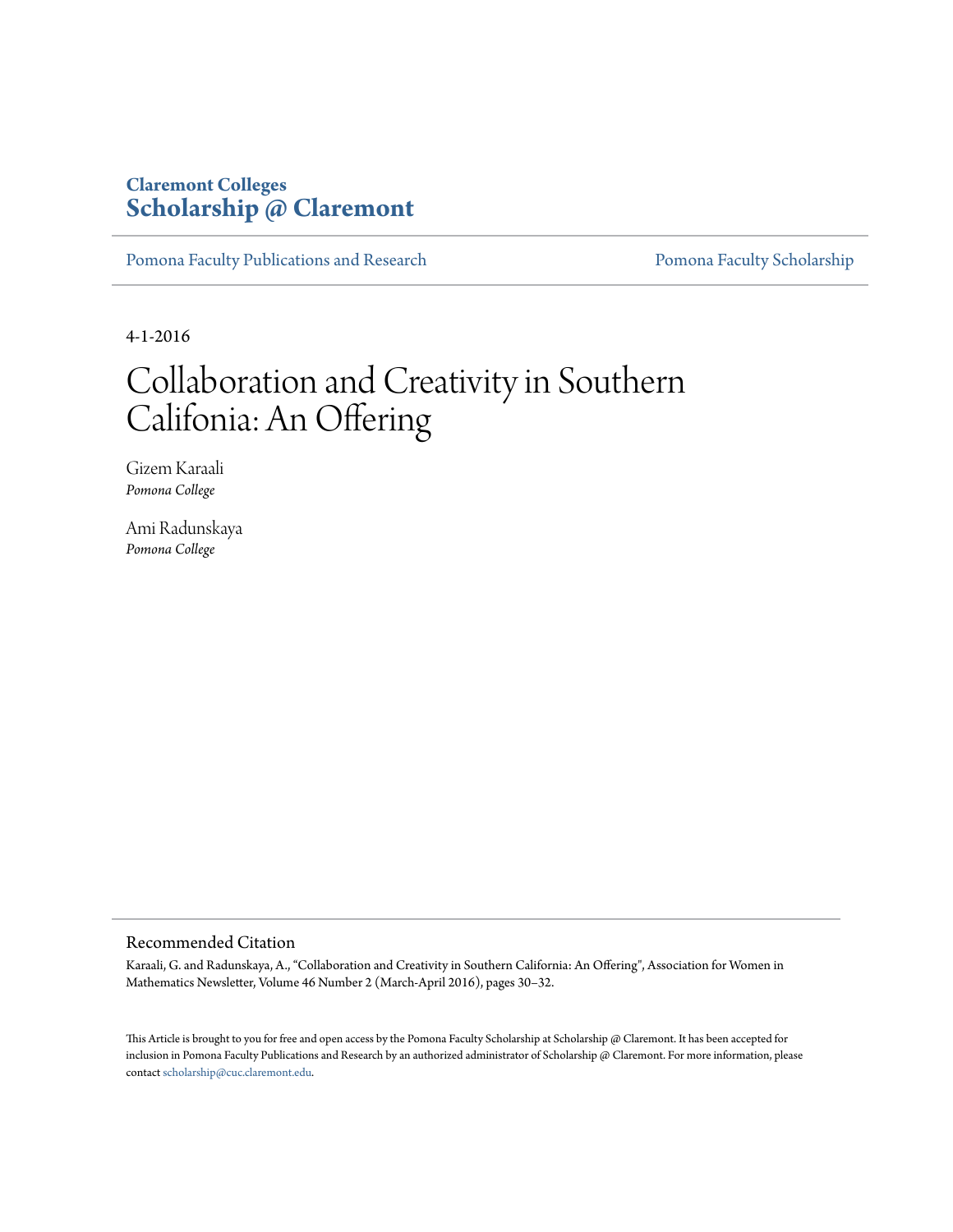Claremont Colleges
**Scholarship @ Claremont**

Pomona Faculty Publications and Research | Pomona Faculty Scholarship

4-1-2016

# Collaboration and Creativity in Southern Califonia: An Offering

Gizem Karaali
*Pomona College*

Ami Radunskaya
*Pomona College*

## Recommended Citation

Karaali, G. and Radunskaya, A., "Collaboration and Creativity in Southern California: An Offering", Association for Women in Mathematics Newsletter, Volume 46 Number 2 (March-April 2016), pages 30–32.

This Article is brought to you for free and open access by the Pomona Faculty Scholarship at Scholarship @ Claremont. It has been accepted for inclusion in Pomona Faculty Publications and Research by an authorized administrator of Scholarship @ Claremont. For more information, please contact scholarship@cuc.claremont.edu.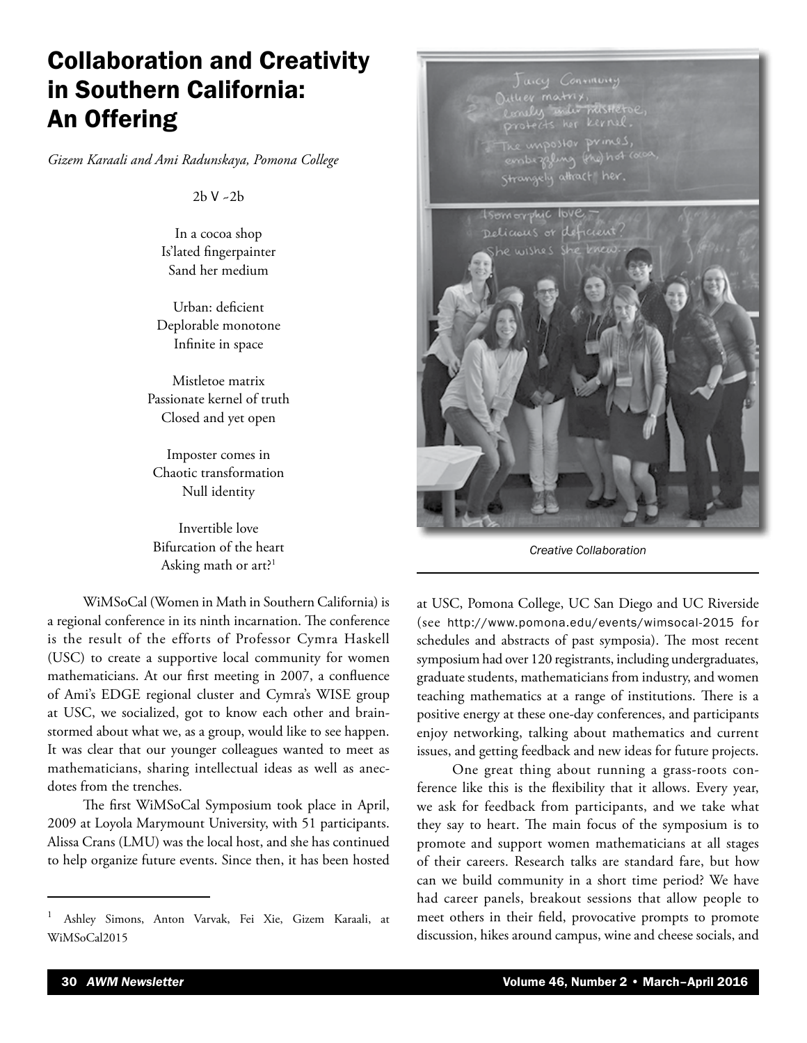# Collaboration and Creativity in Southern California: An Offering

*Gizem Karaali and Ami Radunskaya, Pomona College*

2b V ~2b

In a cocoa shop
Is'lated fingerpainter
Sand her medium

Urban: deficient
Deplorable monotone
Infinite in space

Mistletoe matrix
Passionate kernel of truth
Closed and yet open

Imposter comes in
Chaotic transformation
Null identity

Invertible love
Bifurcation of the heart
Asking math or art?[1]

*Creative Collaboration*

WiMSoCal (Women in Math in Southern California) is a regional conference in its ninth incarnation. The conference is the result of the efforts of Professor Cymra Haskell (USC) to create a supportive local community for women mathematicians. At our first meeting in 2007, a confluence of Ami's EDGE regional cluster and Cymra's WISE group at USC, we socialized, got to know each other and brainstormed about what we, as a group, would like to see happen. It was clear that our younger colleagues wanted to meet as mathematicians, sharing intellectual ideas as well as anecdotes from the trenches.

The first WiMSoCal Symposium took place in April, 2009 at Loyola Marymount University, with 51 participants. Alissa Crans (LMU) was the local host, and she has continued to help organize future events. Since then, it has been hosted at USC, Pomona College, UC San Diego and UC Riverside (see http://www.pomona.edu/events/wimsocal-2015 for schedules and abstracts of past symposia). The most recent symposium had over 120 registrants, including undergraduates, graduate students, mathematicians from industry, and women teaching mathematics at a range of institutions. There is a positive energy at these one-day conferences, and participants enjoy networking, talking about mathematics and current issues, and getting feedback and new ideas for future projects.

One great thing about running a grass-roots conference like this is the flexibility that it allows. Every year, we ask for feedback from participants, and we take what they say to heart. The main focus of the symposium is to promote and support women mathematicians at all stages of their careers. Research talks are standard fare, but how can we build community in a short time period? We have had career panels, breakout sessions that allow people to meet others in their field, provocative prompts to promote discussion, hikes around campus, wine and cheese socials, and

[1] Ashley Simons, Anton Varvak, Fei Xie, Gizem Karaali, at WiMSoCal2015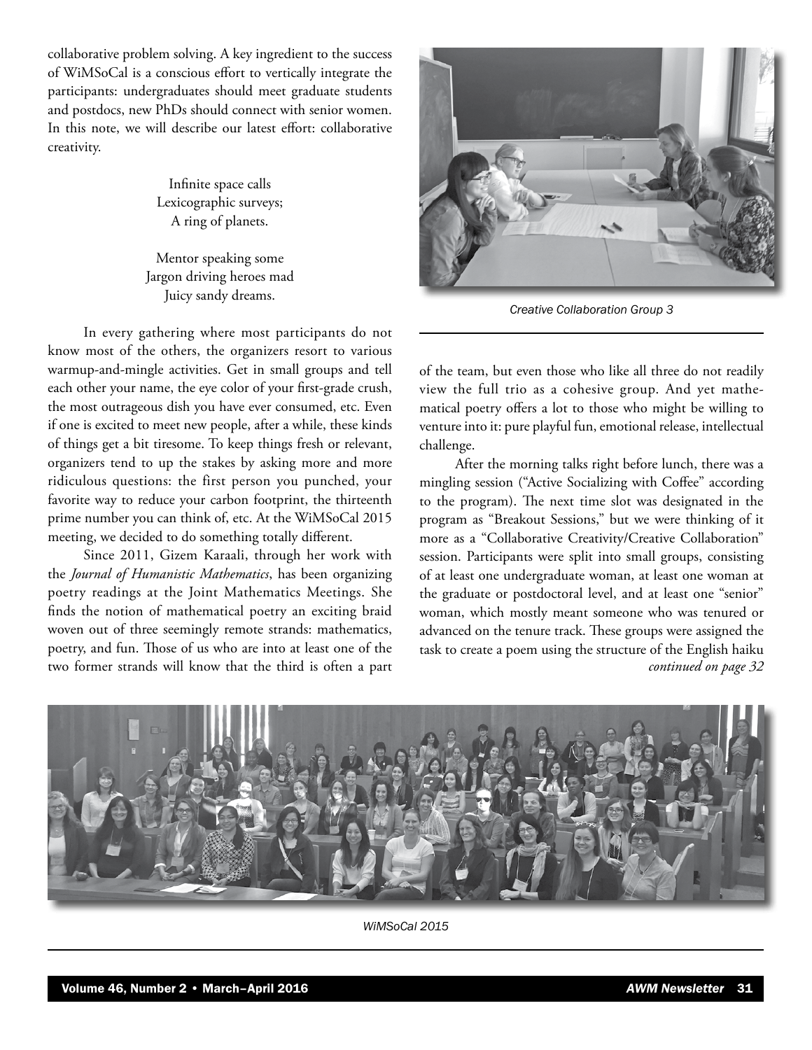collaborative problem solving. A key ingredient to the success of WiMSoCal is a conscious effort to vertically integrate the participants: undergraduates should meet graduate students and postdocs, new PhDs should connect with senior women. In this note, we will describe our latest effort: collaborative creativity.

> Infinite space calls
> Lexicographic surveys;
> A ring of planets.
>
> Mentor speaking some
> Jargon driving heroes mad
> Juicy sandy dreams.

In every gathering where most participants do not know most of the others, the organizers resort to various warmup-and-mingle activities. Get in small groups and tell each other your name, the eye color of your first-grade crush, the most outrageous dish you have ever consumed, etc. Even if one is excited to meet new people, after a while, these kinds of things get a bit tiresome. To keep things fresh or relevant, organizers tend to up the stakes by asking more and more ridiculous questions: the first person you punched, your favorite way to reduce your carbon footprint, the thirteenth prime number you can think of, etc. At the WiMSoCal 2015 meeting, we decided to do something totally different.

Since 2011, Gizem Karaali, through her work with the *Journal of Humanistic Mathematics*, has been organizing poetry readings at the Joint Mathematics Meetings. She finds the notion of mathematical poetry an exciting braid woven out of three seemingly remote strands: mathematics, poetry, and fun. Those of us who are into at least one of the two former strands will know that the third is often a part of the team, but even those who like all three do not readily view the full trio as a cohesive group. And yet mathematical poetry offers a lot to those who might be willing to venture into it: pure playful fun, emotional release, intellectual challenge.

*Creative Collaboration Group 3*

After the morning talks right before lunch, there was a mingling session ("Active Socializing with Coffee" according to the program). The next time slot was designated in the program as "Breakout Sessions," but we were thinking of it more as a "Collaborative Creativity/Creative Collaboration" session. Participants were split into small groups, consisting of at least one undergraduate woman, at least one woman at the graduate or postdoctoral level, and at least one "senior" woman, which mostly meant someone who was tenured or advanced on the tenure track. These groups were assigned the task to create a poem using the structure of the English haiku

*continued on page 32*

*WiMSoCal 2015*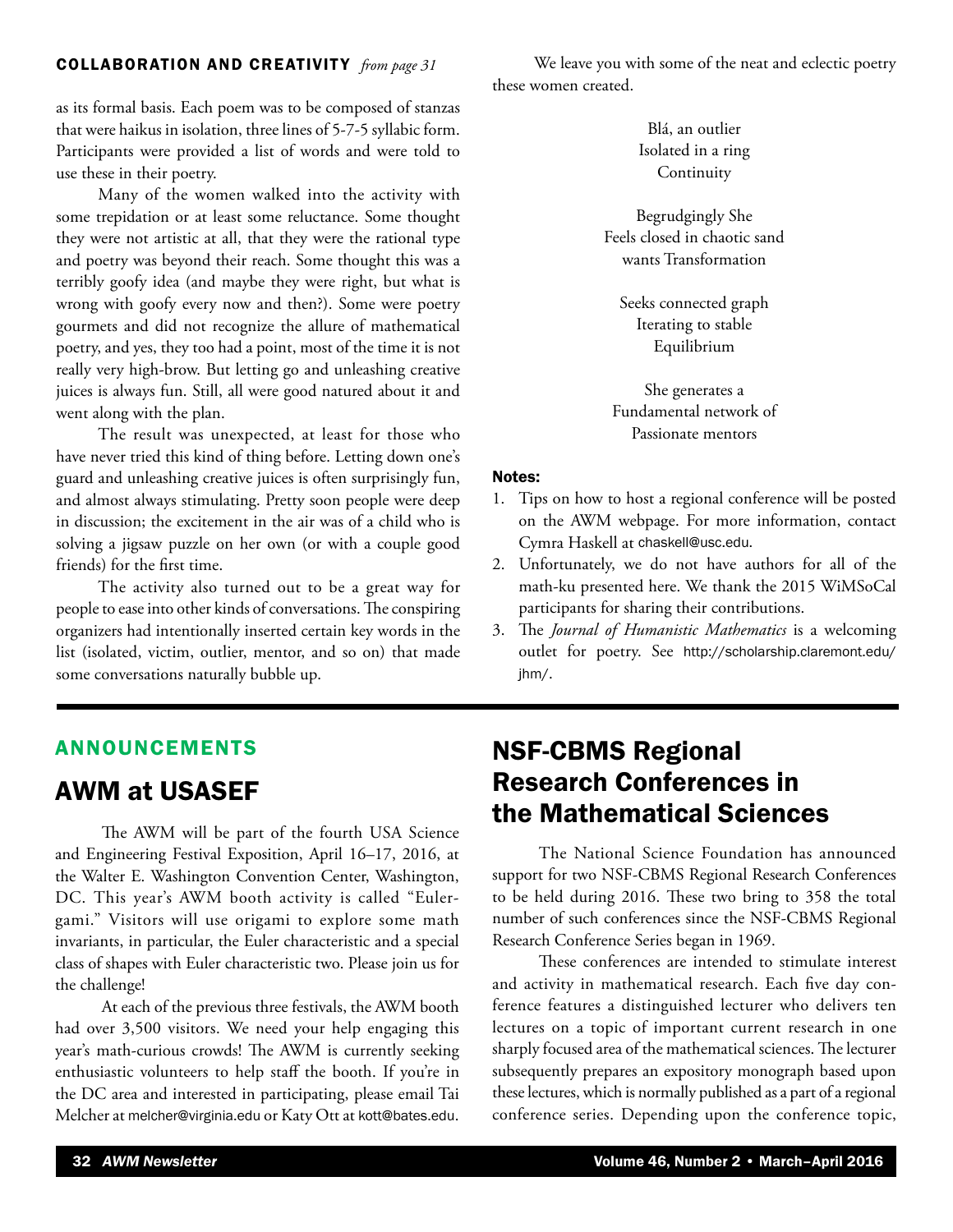## COLLABORATION AND CREATIVITY *from page 31*

as its formal basis. Each poem was to be composed of stanzas that were haikus in isolation, three lines of 5-7-5 syllabic form. Participants were provided a list of words and were told to use these in their poetry.

Many of the women walked into the activity with some trepidation or at least some reluctance. Some thought they were not artistic at all, that they were the rational type and poetry was beyond their reach. Some thought this was a terribly goofy idea (and maybe they were right, but what is wrong with goofy every now and then?). Some were poetry gourmets and did not recognize the allure of mathematical poetry, and yes, they too had a point, most of the time it is not really very high-brow. But letting go and unleashing creative juices is always fun. Still, all were good natured about it and went along with the plan.

The result was unexpected, at least for those who have never tried this kind of thing before. Letting down one's guard and unleashing creative juices is often surprisingly fun, and almost always stimulating. Pretty soon people were deep in discussion; the excitement in the air was of a child who is solving a jigsaw puzzle on her own (or with a couple good friends) for the first time.

The activity also turned out to be a great way for people to ease into other kinds of conversations. The conspiring organizers had intentionally inserted certain key words in the list (isolated, victim, outlier, mentor, and so on) that made some conversations naturally bubble up.

We leave you with some of the neat and eclectic poetry these women created.

Blá, an outlier  
Isolated in a ring  
Continuity

Begrudgingly She  
Feels closed in chaotic sand  
wants Transformation

Seeks connected graph  
Iterating to stable  
Equilibrium

She generates a  
Fundamental network of  
Passionate mentors

**Notes:**

1. Tips on how to host a regional conference will be posted on the AWM webpage. For more information, contact Cymra Haskell at chaskell@usc.edu.
2. Unfortunately, we do not have authors for all of the math-ku presented here. We thank the 2015 WiMSoCal participants for sharing their contributions.
3. The *Journal of Humanistic Mathematics* is a welcoming outlet for poetry. See http://scholarship.claremont.edu/jhm/.

## ANNOUNCEMENTS

## AWM at USASEF

The AWM will be part of the fourth USA Science and Engineering Festival Exposition, April 16–17, 2016, at the Walter E. Washington Convention Center, Washington, DC. This year's AWM booth activity is called "Euler-gami." Visitors will use origami to explore some math invariants, in particular, the Euler characteristic and a special class of shapes with Euler characteristic two. Please join us for the challenge!

At each of the previous three festivals, the AWM booth had over 3,500 visitors. We need your help engaging this year's math-curious crowds! The AWM is currently seeking enthusiastic volunteers to help staff the booth. If you're in the DC area and interested in participating, please email Tai Melcher at melcher@virginia.edu or Katy Ott at kott@bates.edu.

## NSF-CBMS Regional Research Conferences in the Mathematical Sciences

The National Science Foundation has announced support for two NSF-CBMS Regional Research Conferences to be held during 2016. These two bring to 358 the total number of such conferences since the NSF-CBMS Regional Research Conference Series began in 1969.

These conferences are intended to stimulate interest and activity in mathematical research. Each five day conference features a distinguished lecturer who delivers ten lectures on a topic of important current research in one sharply focused area of the mathematical sciences. The lecturer subsequently prepares an expository monograph based upon these lectures, which is normally published as a part of a regional conference series. Depending upon the conference topic,